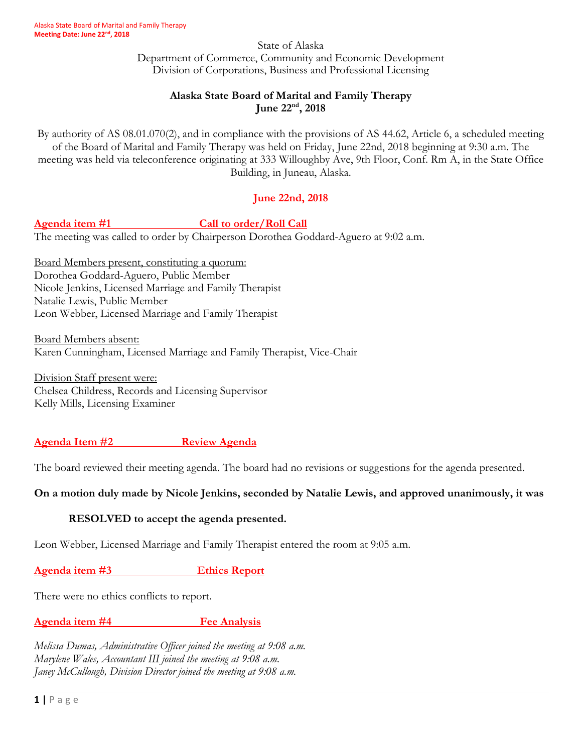State of Alaska
Department of Commerce, Community and Economic Development
Division of Corporations, Business and Professional Licensing

**Alaska State Board of Marital and Family Therapy**
**June 22nd, 2018**

By authority of AS 08.01.070(2), and in compliance with the provisions of AS 44.62, Article 6, a scheduled meeting of the Board of Marital and Family Therapy was held on Friday, June 22nd, 2018 beginning at 9:30 a.m. The meeting was held via teleconference originating at 333 Willoughby Ave, 9th Floor, Conf. Rm A, in the State Office Building, in Juneau, Alaska.

## June 22nd, 2018

### Agenda item #1 Call to order/Roll Call

The meeting was called to order by Chairperson Dorothea Goddard-Aguero at 9:02 a.m.

Board Members present, constituting a quorum:
Dorothea Goddard-Aguero, Public Member
Nicole Jenkins, Licensed Marriage and Family Therapist
Natalie Lewis, Public Member
Leon Webber, Licensed Marriage and Family Therapist

Board Members absent:
Karen Cunningham, Licensed Marriage and Family Therapist, Vice-Chair

Division Staff present were:
Chelsea Childress, Records and Licensing Supervisor
Kelly Mills, Licensing Examiner

### Agenda Item #2 Review Agenda

The board reviewed their meeting agenda. The board had no revisions or suggestions for the agenda presented.

**On a motion duly made by Nicole Jenkins, seconded by Natalie Lewis, and approved unanimously, it was**

**RESOLVED to accept the agenda presented.**

Leon Webber, Licensed Marriage and Family Therapist entered the room at 9:05 a.m.

### Agenda item #3 Ethics Report

There were no ethics conflicts to report.

### Agenda item #4 Fee Analysis

*Melissa Dumas, Administrative Officer joined the meeting at 9:08 a.m.*
*Marylene Wales, Accountant III joined the meeting at 9:08 a.m.*
*Janey McCullough, Division Director joined the meeting at 9:08 a.m.*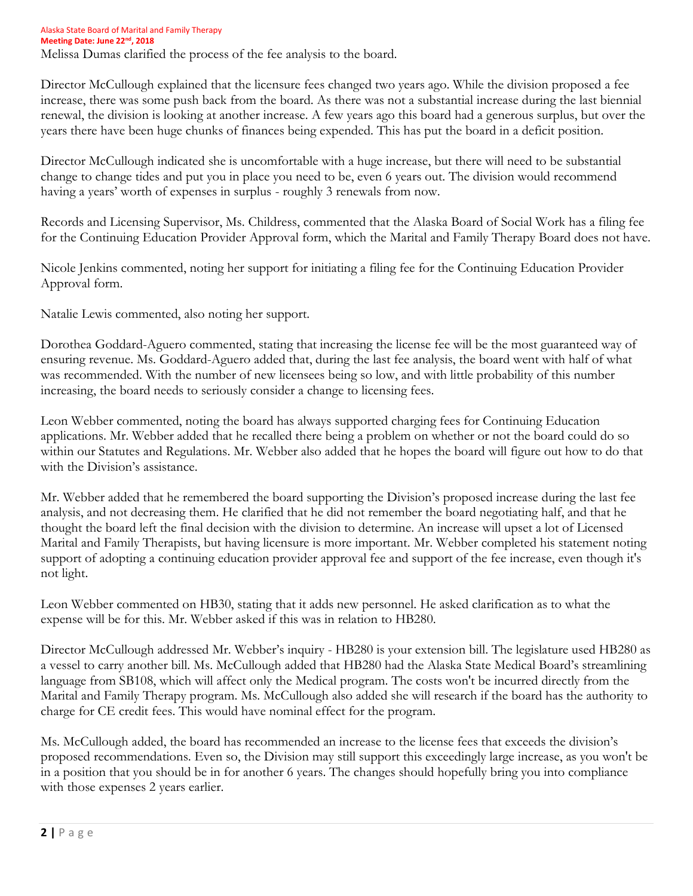Melissa Dumas clarified the process of the fee analysis to the board.

Director McCullough explained that the licensure fees changed two years ago. While the division proposed a fee increase, there was some push back from the board. As there was not a substantial increase during the last biennial renewal, the division is looking at another increase. A few years ago this board had a generous surplus, but over the years there have been huge chunks of finances being expended. This has put the board in a deficit position.

Director McCullough indicated she is uncomfortable with a huge increase, but there will need to be substantial change to change tides and put you in place you need to be, even 6 years out. The division would recommend having a years' worth of expenses in surplus - roughly 3 renewals from now.

Records and Licensing Supervisor, Ms. Childress, commented that the Alaska Board of Social Work has a filing fee for the Continuing Education Provider Approval form, which the Marital and Family Therapy Board does not have.

Nicole Jenkins commented, noting her support for initiating a filing fee for the Continuing Education Provider Approval form.

Natalie Lewis commented, also noting her support.

Dorothea Goddard-Aguero commented, stating that increasing the license fee will be the most guaranteed way of ensuring revenue. Ms. Goddard-Aguero added that, during the last fee analysis, the board went with half of what was recommended. With the number of new licensees being so low, and with little probability of this number increasing, the board needs to seriously consider a change to licensing fees.

Leon Webber commented, noting the board has always supported charging fees for Continuing Education applications. Mr. Webber added that he recalled there being a problem on whether or not the board could do so within our Statutes and Regulations. Mr. Webber also added that he hopes the board will figure out how to do that with the Division's assistance.

Mr. Webber added that he remembered the board supporting the Division's proposed increase during the last fee analysis, and not decreasing them. He clarified that he did not remember the board negotiating half, and that he thought the board left the final decision with the division to determine. An increase will upset a lot of Licensed Marital and Family Therapists, but having licensure is more important. Mr. Webber completed his statement noting support of adopting a continuing education provider approval fee and support of the fee increase, even though it's not light.

Leon Webber commented on HB30, stating that it adds new personnel. He asked clarification as to what the expense will be for this. Mr. Webber asked if this was in relation to HB280.

Director McCullough addressed Mr. Webber's inquiry - HB280 is your extension bill. The legislature used HB280 as a vessel to carry another bill. Ms. McCullough added that HB280 had the Alaska State Medical Board's streamlining language from SB108, which will affect only the Medical program. The costs won't be incurred directly from the Marital and Family Therapy program. Ms. McCullough also added she will research if the board has the authority to charge for CE credit fees. This would have nominal effect for the program.

Ms. McCullough added, the board has recommended an increase to the license fees that exceeds the division's proposed recommendations. Even so, the Division may still support this exceedingly large increase, as you won't be in a position that you should be in for another 6 years. The changes should hopefully bring you into compliance with those expenses 2 years earlier.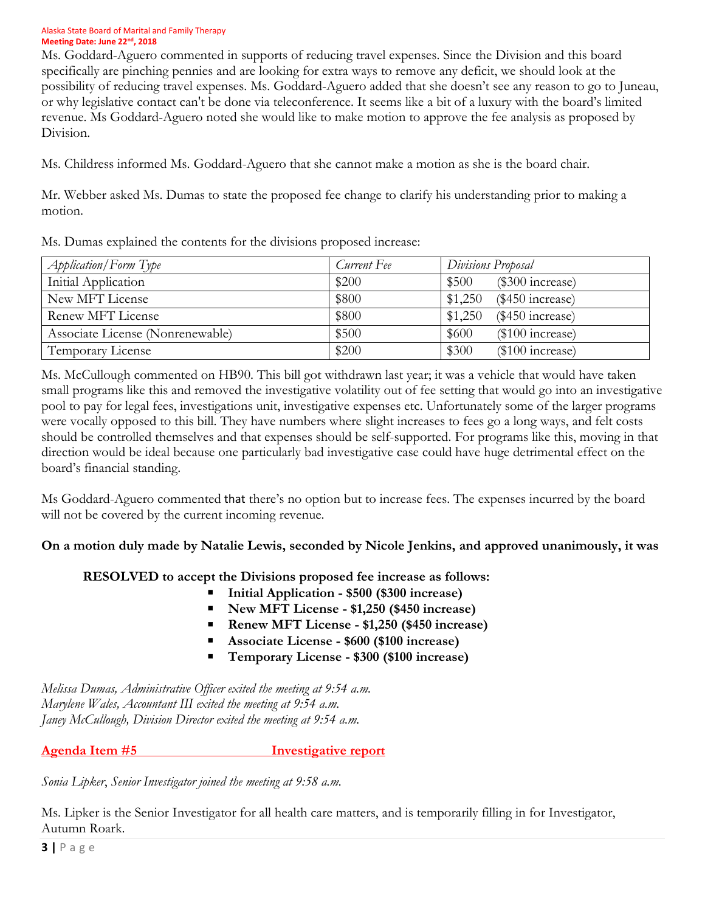Ms. Goddard-Aguero commented in supports of reducing travel expenses. Since the Division and this board specifically are pinching pennies and are looking for extra ways to remove any deficit, we should look at the possibility of reducing travel expenses. Ms. Goddard-Aguero added that she doesn't see any reason to go to Juneau, or why legislative contact can't be done via teleconference. It seems like a bit of a luxury with the board's limited revenue. Ms Goddard-Aguero noted she would like to make motion to approve the fee analysis as proposed by Division.

Ms. Childress informed Ms. Goddard-Aguero that she cannot make a motion as she is the board chair.

Mr. Webber asked Ms. Dumas to state the proposed fee change to clarify his understanding prior to making a motion.

Ms. Dumas explained the contents for the divisions proposed increase:

| *Application/Form Type* | *Current Fee* | *Divisions Proposal* |
|---|---|---|
| Initial Application | $200 | $500 ($300 increase) |
| New MFT License | $800 | $1,250 ($450 increase) |
| Renew MFT License | $800 | $1,250 ($450 increase) |
| Associate License (Nonrenewable) | $500 | $600 ($100 increase) |
| Temporary License | $200 | $300 ($100 increase) |

Ms. McCullough commented on HB90. This bill got withdrawn last year; it was a vehicle that would have taken small programs like this and removed the investigative volatility out of fee setting that would go into an investigative pool to pay for legal fees, investigations unit, investigative expenses etc. Unfortunately some of the larger programs were vocally opposed to this bill. They have numbers where slight increases to fees go a long ways, and felt costs should be controlled themselves and that expenses should be self-supported. For programs like this, moving in that direction would be ideal because one particularly bad investigative case could have huge detrimental effect on the board's financial standing.

Ms Goddard-Aguero commented that there's no option but to increase fees. The expenses incurred by the board will not be covered by the current incoming revenue.

**On a motion duly made by Natalie Lewis, seconded by Nicole Jenkins, and approved unanimously, it was**

**RESOLVED to accept the Divisions proposed fee increase as follows:**

- **Initial Application - $500 ($300 increase)**
- **New MFT License - $1,250 ($450 increase)**
- **Renew MFT License - $1,250 ($450 increase)**
- **Associate License - $600 ($100 increase)**
- **Temporary License - $300 ($100 increase)**

*Melissa Dumas, Administrative Officer exited the meeting at 9:54 a.m.*
*Marylene Wales, Accountant III exited the meeting at 9:54 a.m.*
*Janey McCullough, Division Director exited the meeting at 9:54 a.m.*

## Agenda Item #5 Investigative report

*Sonia Lipker, Senior Investigator joined the meeting at 9:58 a.m.*

Ms. Lipker is the Senior Investigator for all health care matters, and is temporarily filling in for Investigator, Autumn Roark.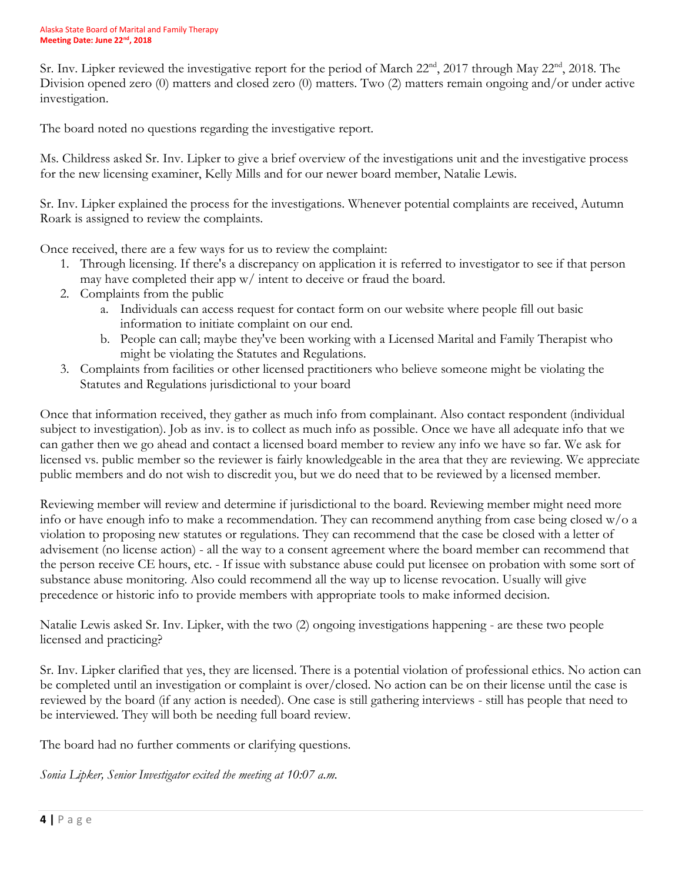Sr. Inv. Lipker reviewed the investigative report for the period of March 22nd, 2017 through May 22nd, 2018. The Division opened zero (0) matters and closed zero (0) matters. Two (2) matters remain ongoing and/or under active investigation.

The board noted no questions regarding the investigative report.

Ms. Childress asked Sr. Inv. Lipker to give a brief overview of the investigations unit and the investigative process for the new licensing examiner, Kelly Mills and for our newer board member, Natalie Lewis.

Sr. Inv. Lipker explained the process for the investigations. Whenever potential complaints are received, Autumn Roark is assigned to review the complaints.

Once received, there are a few ways for us to review the complaint:

1. Through licensing. If there's a discrepancy on application it is referred to investigator to see if that person may have completed their app w/ intent to deceive or fraud the board.
2. Complaints from the public
   a. Individuals can access request for contact form on our website where people fill out basic information to initiate complaint on our end.
   b. People can call; maybe they've been working with a Licensed Marital and Family Therapist who might be violating the Statutes and Regulations.
3. Complaints from facilities or other licensed practitioners who believe someone might be violating the Statutes and Regulations jurisdictional to your board

Once that information received, they gather as much info from complainant. Also contact respondent (individual subject to investigation). Job as inv. is to collect as much info as possible. Once we have all adequate info that we can gather then we go ahead and contact a licensed board member to review any info we have so far. We ask for licensed vs. public member so the reviewer is fairly knowledgeable in the area that they are reviewing. We appreciate public members and do not wish to discredit you, but we do need that to be reviewed by a licensed member.

Reviewing member will review and determine if jurisdictional to the board. Reviewing member might need more info or have enough info to make a recommendation. They can recommend anything from case being closed w/o a violation to proposing new statutes or regulations. They can recommend that the case be closed with a letter of advisement (no license action) - all the way to a consent agreement where the board member can recommend that the person receive CE hours, etc. - If issue with substance abuse could put licensee on probation with some sort of substance abuse monitoring. Also could recommend all the way up to license revocation. Usually will give precedence or historic info to provide members with appropriate tools to make informed decision.

Natalie Lewis asked Sr. Inv. Lipker, with the two (2) ongoing investigations happening - are these two people licensed and practicing?

Sr. Inv. Lipker clarified that yes, they are licensed. There is a potential violation of professional ethics. No action can be completed until an investigation or complaint is over/closed. No action can be on their license until the case is reviewed by the board (if any action is needed). One case is still gathering interviews - still has people that need to be interviewed. They will both be needing full board review.

The board had no further comments or clarifying questions.

*Sonia Lipker, Senior Investigator exited the meeting at 10:07 a.m.*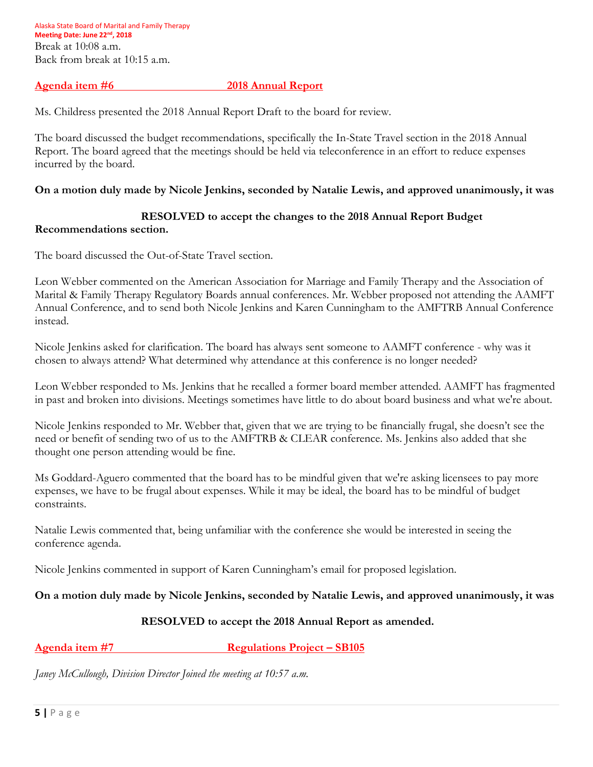Break at 10:08 a.m.
Back from break at 10:15 a.m.

**Agenda item #6 2018 Annual Report**

Ms. Childress presented the 2018 Annual Report Draft to the board for review.

The board discussed the budget recommendations, specifically the In-State Travel section in the 2018 Annual Report. The board agreed that the meetings should be held via teleconference in an effort to reduce expenses incurred by the board.

**On a motion duly made by Nicole Jenkins, seconded by Natalie Lewis, and approved unanimously, it was**

**RESOLVED to accept the changes to the 2018 Annual Report Budget Recommendations section.**

The board discussed the Out-of-State Travel section.

Leon Webber commented on the American Association for Marriage and Family Therapy and the Association of Marital & Family Therapy Regulatory Boards annual conferences. Mr. Webber proposed not attending the AAMFT Annual Conference, and to send both Nicole Jenkins and Karen Cunningham to the AMFTRB Annual Conference instead.

Nicole Jenkins asked for clarification. The board has always sent someone to AAMFT conference - why was it chosen to always attend? What determined why attendance at this conference is no longer needed?

Leon Webber responded to Ms. Jenkins that he recalled a former board member attended. AAMFT has fragmented in past and broken into divisions. Meetings sometimes have little to do about board business and what we're about.

Nicole Jenkins responded to Mr. Webber that, given that we are trying to be financially frugal, she doesn't see the need or benefit of sending two of us to the AMFTRB & CLEAR conference. Ms. Jenkins also added that she thought one person attending would be fine.

Ms Goddard-Aguero commented that the board has to be mindful given that we're asking licensees to pay more expenses, we have to be frugal about expenses. While it may be ideal, the board has to be mindful of budget constraints.

Natalie Lewis commented that, being unfamiliar with the conference she would be interested in seeing the conference agenda.

Nicole Jenkins commented in support of Karen Cunningham's email for proposed legislation.

**On a motion duly made by Nicole Jenkins, seconded by Natalie Lewis, and approved unanimously, it was**

**RESOLVED to accept the 2018 Annual Report as amended.**

**Agenda item #7 Regulations Project – SB105**

*Janey McCullough, Division Director Joined the meeting at 10:57 a.m.*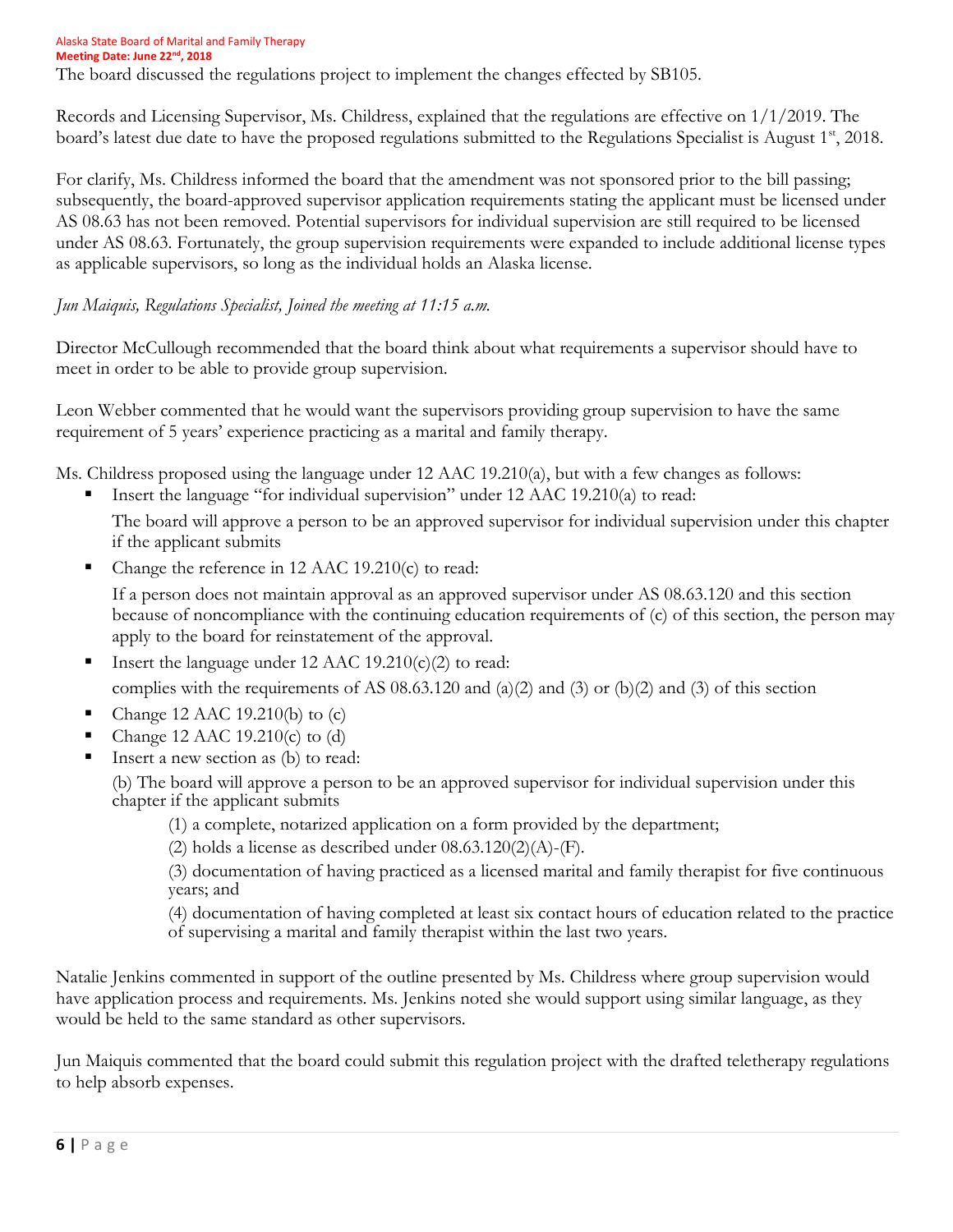The board discussed the regulations project to implement the changes effected by SB105.

Records and Licensing Supervisor, Ms. Childress, explained that the regulations are effective on 1/1/2019. The board's latest due date to have the proposed regulations submitted to the Regulations Specialist is August 1st, 2018.

For clarify, Ms. Childress informed the board that the amendment was not sponsored prior to the bill passing; subsequently, the board-approved supervisor application requirements stating the applicant must be licensed under AS 08.63 has not been removed. Potential supervisors for individual supervision are still required to be licensed under AS 08.63. Fortunately, the group supervision requirements were expanded to include additional license types as applicable supervisors, so long as the individual holds an Alaska license.

*Jun Maiquis, Regulations Specialist, Joined the meeting at 11:15 a.m.*

Director McCullough recommended that the board think about what requirements a supervisor should have to meet in order to be able to provide group supervision.

Leon Webber commented that he would want the supervisors providing group supervision to have the same requirement of 5 years' experience practicing as a marital and family therapy.

Ms. Childress proposed using the language under 12 AAC 19.210(a), but with a few changes as follows:

- Insert the language "for individual supervision" under 12 AAC 19.210(a) to read:

  The board will approve a person to be an approved supervisor for individual supervision under this chapter if the applicant submits

- Change the reference in 12 AAC 19.210(c) to read:

  If a person does not maintain approval as an approved supervisor under AS 08.63.120 and this section because of noncompliance with the continuing education requirements of (c) of this section, the person may apply to the board for reinstatement of the approval.

- Insert the language under 12 AAC 19.210(c)(2) to read:

  complies with the requirements of AS 08.63.120 and (a)(2) and (3) or (b)(2) and (3) of this section

- Change 12 AAC 19.210(b) to (c)
- Change 12 AAC 19.210(c) to (d)
- Insert a new section as (b) to read:

  (b) The board will approve a person to be an approved supervisor for individual supervision under this chapter if the applicant submits

  (1) a complete, notarized application on a form provided by the department;

  (2) holds a license as described under 08.63.120(2)(A)-(F).

  (3) documentation of having practiced as a licensed marital and family therapist for five continuous years; and

  (4) documentation of having completed at least six contact hours of education related to the practice of supervising a marital and family therapist within the last two years.

Natalie Jenkins commented in support of the outline presented by Ms. Childress where group supervision would have application process and requirements. Ms. Jenkins noted she would support using similar language, as they would be held to the same standard as other supervisors.

Jun Maiquis commented that the board could submit this regulation project with the drafted teletherapy regulations to help absorb expenses.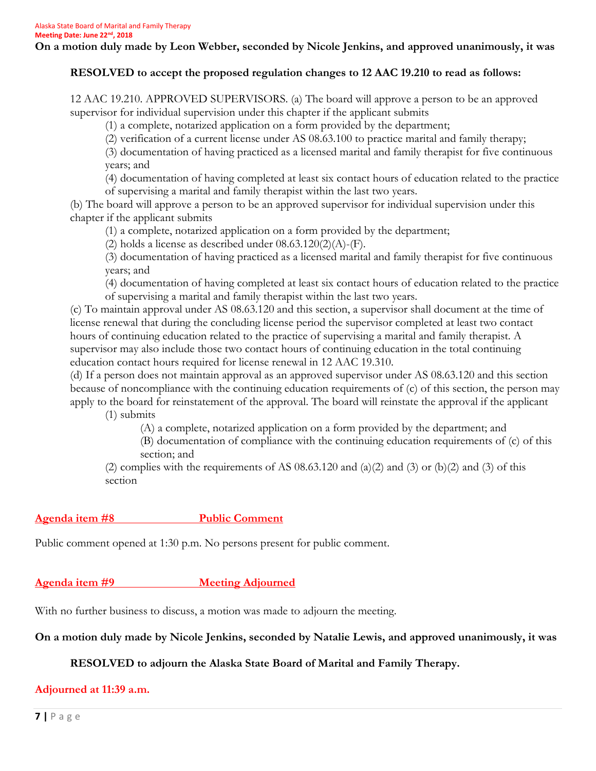**On a motion duly made by Leon Webber, seconded by Nicole Jenkins, and approved unanimously, it was**

**RESOLVED to accept the proposed regulation changes to 12 AAC 19.210 to read as follows:**

12 AAC 19.210. APPROVED SUPERVISORS. (a) The board will approve a person to be an approved supervisor for individual supervision under this chapter if the applicant submits

(1) a complete, notarized application on a form provided by the department;

(2) verification of a current license under AS 08.63.100 to practice marital and family therapy;

(3) documentation of having practiced as a licensed marital and family therapist for five continuous years; and

(4) documentation of having completed at least six contact hours of education related to the practice of supervising a marital and family therapist within the last two years.

(b) The board will approve a person to be an approved supervisor for individual supervision under this chapter if the applicant submits

(1) a complete, notarized application on a form provided by the department;

(2) holds a license as described under 08.63.120(2)(A)-(F).

(3) documentation of having practiced as a licensed marital and family therapist for five continuous years; and

(4) documentation of having completed at least six contact hours of education related to the practice of supervising a marital and family therapist within the last two years.

(c) To maintain approval under AS 08.63.120 and this section, a supervisor shall document at the time of license renewal that during the concluding license period the supervisor completed at least two contact hours of continuing education related to the practice of supervising a marital and family therapist. A supervisor may also include those two contact hours of continuing education in the total continuing education contact hours required for license renewal in 12 AAC 19.310.

(d) If a person does not maintain approval as an approved supervisor under AS 08.63.120 and this section because of noncompliance with the continuing education requirements of (c) of this section, the person may apply to the board for reinstatement of the approval. The board will reinstate the approval if the applicant

(1) submits

(A) a complete, notarized application on a form provided by the department; and

(B) documentation of compliance with the continuing education requirements of (c) of this section; and

(2) complies with the requirements of AS 08.63.120 and (a)(2) and (3) or (b)(2) and (3) of this section

## Agenda item #8 Public Comment

Public comment opened at 1:30 p.m. No persons present for public comment.

## Agenda item #9 Meeting Adjourned

With no further business to discuss, a motion was made to adjourn the meeting.

**On a motion duly made by Nicole Jenkins, seconded by Natalie Lewis, and approved unanimously, it was**

**RESOLVED to adjourn the Alaska State Board of Marital and Family Therapy.**

**Adjourned at 11:39 a.m.**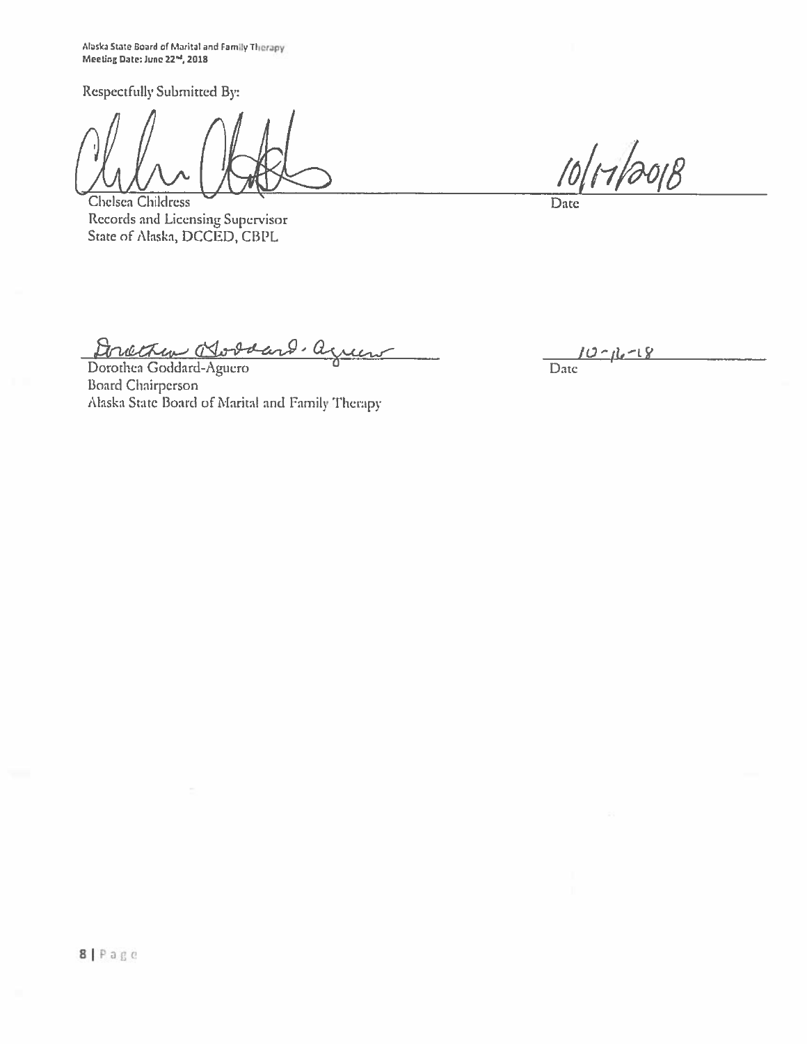Respectfully Submitted By:

Chelsea Childress
Records and Licensing Supervisor
State of Alaska, DCCED, CBPL

10/17/2018
Date

Dorothea Goddard-Aguero
Board Chairperson
Alaska State Board of Marital and Family Therapy

10-16-18
Date